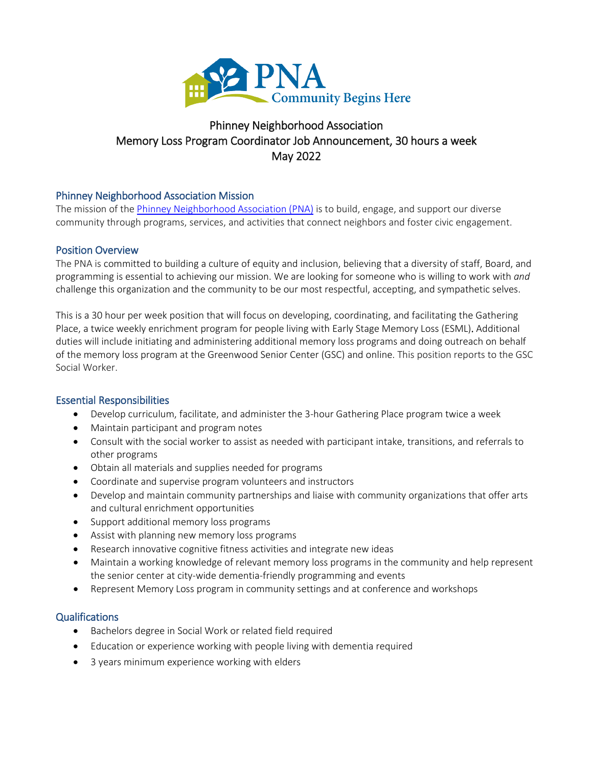# Phinney Neighborhood Association
# Memory Loss Program Coordinator Job Announcement, 30 hours a week
# May 2022

## Phinney Neighborhood Association Mission

The mission of the [Phinney Neighborhood Association (PNA)]() is to build, engage, and support our diverse community through programs, services, and activities that connect neighbors and foster civic engagement.

## Position Overview

The PNA is committed to building a culture of equity and inclusion, believing that a diversity of staff, Board, and programming is essential to achieving our mission. We are looking for someone who is willing to work with *and* challenge this organization and the community to be our most respectful, accepting, and sympathetic selves.

This is a 30 hour per week position that will focus on developing, coordinating, and facilitating the Gathering Place, a twice weekly enrichment program for people living with Early Stage Memory Loss (ESML). Additional duties will include initiating and administering additional memory loss programs and doing outreach on behalf of the memory loss program at the Greenwood Senior Center (GSC) and online. This position reports to the GSC Social Worker.

## Essential Responsibilities

- Develop curriculum, facilitate, and administer the 3-hour Gathering Place program twice a week
- Maintain participant and program notes
- Consult with the social worker to assist as needed with participant intake, transitions, and referrals to other programs
- Obtain all materials and supplies needed for programs
- Coordinate and supervise program volunteers and instructors
- Develop and maintain community partnerships and liaise with community organizations that offer arts and cultural enrichment opportunities
- Support additional memory loss programs
- Assist with planning new memory loss programs
- Research innovative cognitive fitness activities and integrate new ideas
- Maintain a working knowledge of relevant memory loss programs in the community and help represent the senior center at city-wide dementia-friendly programming and events
- Represent Memory Loss program in community settings and at conference and workshops

## Qualifications

- Bachelors degree in Social Work or related field required
- Education or experience working with people living with dementia required
- 3 years minimum experience working with elders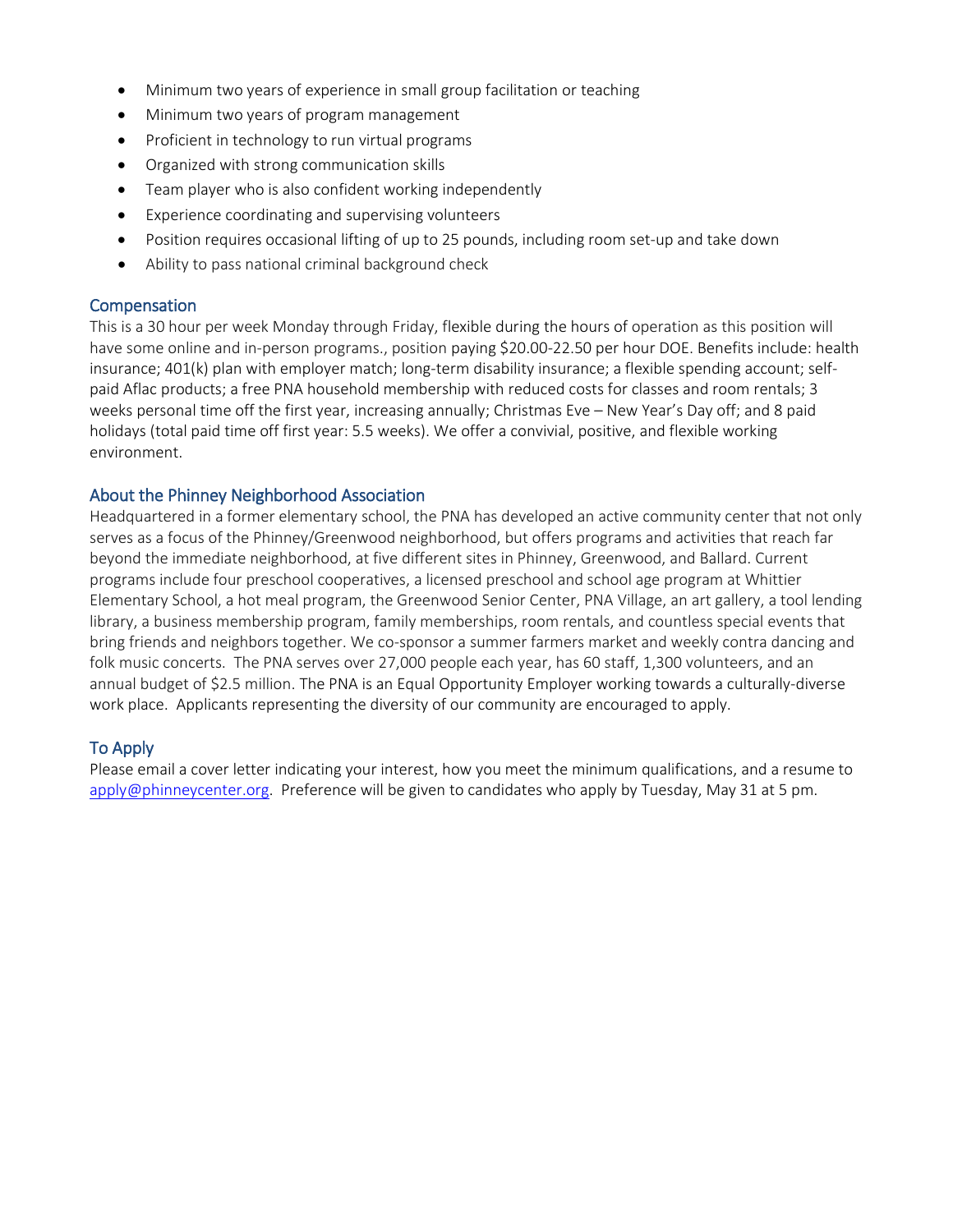- Minimum two years of experience in small group facilitation or teaching
- Minimum two years of program management
- Proficient in technology to run virtual programs
- Organized with strong communication skills
- Team player who is also confident working independently
- Experience coordinating and supervising volunteers
- Position requires occasional lifting of up to 25 pounds, including room set-up and take down
- Ability to pass national criminal background check

## Compensation

This is a 30 hour per week Monday through Friday, flexible during the hours of operation as this position will have some online and in-person programs., position paying $20.00-22.50 per hour DOE. Benefits include: health insurance; 401(k) plan with employer match; long-term disability insurance; a flexible spending account; self-paid Aflac products; a free PNA household membership with reduced costs for classes and room rentals; 3 weeks personal time off the first year, increasing annually; Christmas Eve – New Year's Day off; and 8 paid holidays (total paid time off first year: 5.5 weeks). We offer a convivial, positive, and flexible working environment.

## About the Phinney Neighborhood Association

Headquartered in a former elementary school, the PNA has developed an active community center that not only serves as a focus of the Phinney/Greenwood neighborhood, but offers programs and activities that reach far beyond the immediate neighborhood, at five different sites in Phinney, Greenwood, and Ballard. Current programs include four preschool cooperatives, a licensed preschool and school age program at Whittier Elementary School, a hot meal program, the Greenwood Senior Center, PNA Village, an art gallery, a tool lending library, a business membership program, family memberships, room rentals, and countless special events that bring friends and neighbors together. We co-sponsor a summer farmers market and weekly contra dancing and folk music concerts. The PNA serves over 27,000 people each year, has 60 staff, 1,300 volunteers, and an annual budget of $2.5 million. The PNA is an Equal Opportunity Employer working towards a culturally-diverse work place. Applicants representing the diversity of our community are encouraged to apply.

## To Apply

Please email a cover letter indicating your interest, how you meet the minimum qualifications, and a resume to apply@phinneycenter.org. Preference will be given to candidates who apply by Tuesday, May 31 at 5 pm.